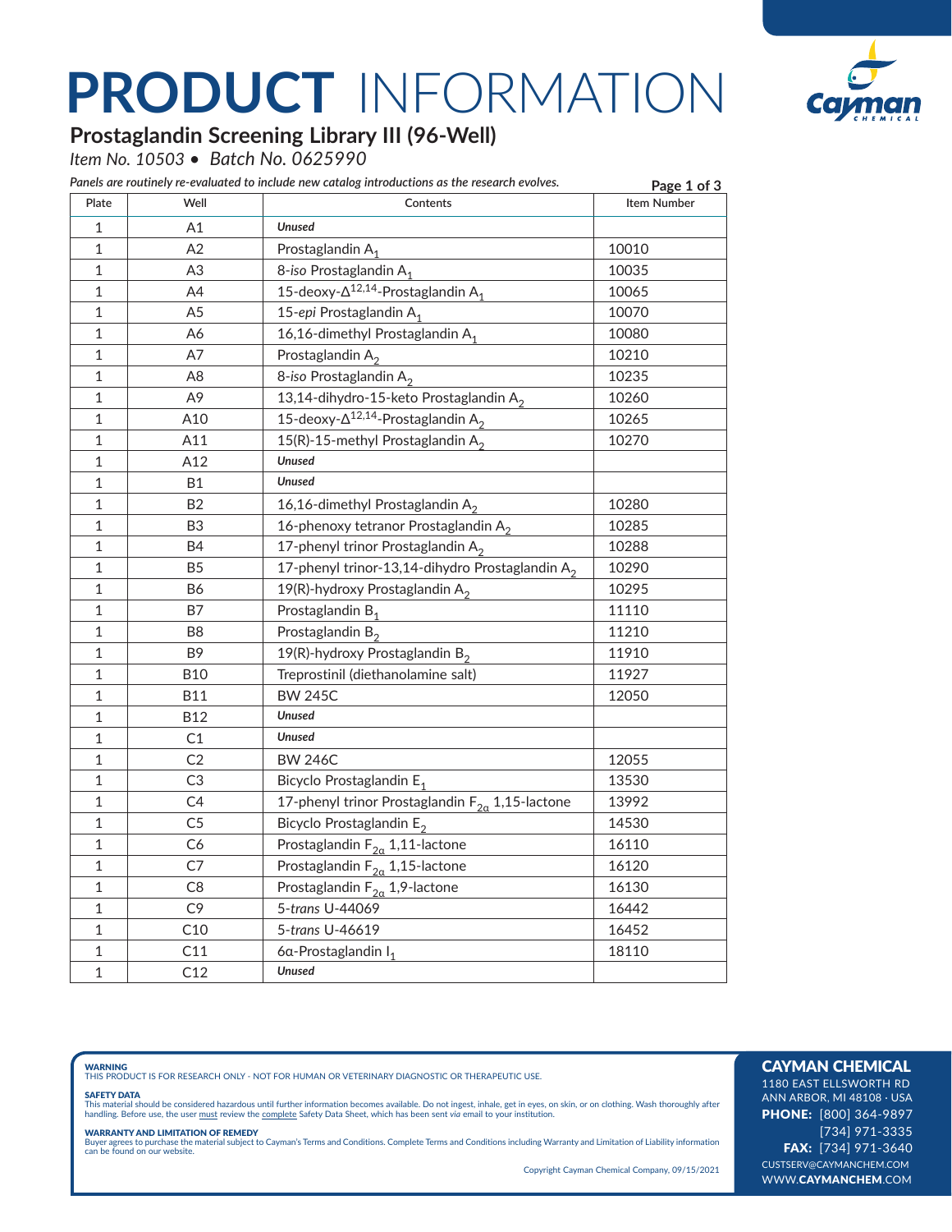# PRODUCT INFORMATION

## Prostaglandin Screening Library III (96-Well)

*Item No. 10503 • Batch No. 0625990*

*Panels are routinely re-evaluated to include new catalog introductions as the research evolves.*

| Plate | Well | Contents | Item Number |
|---|---|---|---|
| 1 | A1 | ***Unused*** | |
| 1 | A2 | Prostaglandin $A_1$ | 10010 |
| 1 | A3 | 8-*iso* Prostaglandin $A_1$ | 10035 |
| 1 | A4 | 15-deoxy-$\Delta^{12,14}$-Prostaglandin $A_1$ | 10065 |
| 1 | A5 | 15-*epi* Prostaglandin $A_1$ | 10070 |
| 1 | A6 | 16,16-dimethyl Prostaglandin $A_1$ | 10080 |
| 1 | A7 | Prostaglandin $A_2$ | 10210 |
| 1 | A8 | 8-*iso* Prostaglandin $A_2$ | 10235 |
| 1 | A9 | 13,14-dihydro-15-keto Prostaglandin $A_2$ | 10260 |
| 1 | A10 | 15-deoxy-$\Delta^{12,14}$-Prostaglandin $A_2$ | 10265 |
| 1 | A11 | 15(R)-15-methyl Prostaglandin $A_2$ | 10270 |
| 1 | A12 | ***Unused*** | |
| 1 | B1 | ***Unused*** | |
| 1 | B2 | 16,16-dimethyl Prostaglandin $A_2$ | 10280 |
| 1 | B3 | 16-phenoxy tetranor Prostaglandin $A_2$ | 10285 |
| 1 | B4 | 17-phenyl trinor Prostaglandin $A_2$ | 10288 |
| 1 | B5 | 17-phenyl trinor-13,14-dihydro Prostaglandin $A_2$ | 10290 |
| 1 | B6 | 19(R)-hydroxy Prostaglandin $A_2$ | 10295 |
| 1 | B7 | Prostaglandin $B_1$ | 11110 |
| 1 | B8 | Prostaglandin $B_2$ | 11210 |
| 1 | B9 | 19(R)-hydroxy Prostaglandin $B_2$ | 11910 |
| 1 | B10 | Treprostinil (diethanolamine salt) | 11927 |
| 1 | B11 | BW 245C | 12050 |
| 1 | B12 | ***Unused*** | |
| 1 | C1 | ***Unused*** | |
| 1 | C2 | BW 246C | 12055 |
| 1 | C3 | Bicyclo Prostaglandin $E_1$ | 13530 |
| 1 | C4 | 17-phenyl trinor Prostaglandin $F_{2\alpha}$ 1,15-lactone | 13992 |
| 1 | C5 | Bicyclo Prostaglandin $E_2$ | 14530 |
| 1 | C6 | Prostaglandin $F_{2\alpha}$ 1,11-lactone | 16110 |
| 1 | C7 | Prostaglandin $F_{2\alpha}$ 1,15-lactone | 16120 |
| 1 | C8 | Prostaglandin $F_{2\alpha}$ 1,9-lactone | 16130 |
| 1 | C9 | 5-*trans* U-44069 | 16442 |
| 1 | C10 | 5-*trans* U-46619 | 16452 |
| 1 | C11 | 6α-Prostaglandin $I_1$ | 18110 |
| 1 | C12 | ***Unused*** | |

**WARNING**
THIS PRODUCT IS FOR RESEARCH ONLY - NOT FOR HUMAN OR VETERINARY DIAGNOSTIC OR THERAPEUTIC USE.

**SAFETY DATA**
This material should be considered hazardous until further information becomes available. Do not ingest, inhale, get in eyes, on skin, or on clothing. Wash thoroughly after handling. Before use, the user must review the complete Safety Data Sheet, which has been sent *via* email to your institution.

**WARRANTY AND LIMITATION OF REMEDY**
Buyer agrees to purchase the material subject to Cayman's Terms and Conditions. Complete Terms and Conditions including Warranty and Limitation of Liability information can be found on our website.

Copyright Cayman Chemical Company, 09/15/2021

**CAYMAN CHEMICAL**
1180 EAST ELLSWORTH RD
ANN ARBOR, MI 48108 · USA
**PHONE:** [800] 364-9897
[734] 971-3335
**FAX:** [734] 971-3640
CUSTSERV@CAYMANCHEM.COM
WWW.CAYMANCHEM.COM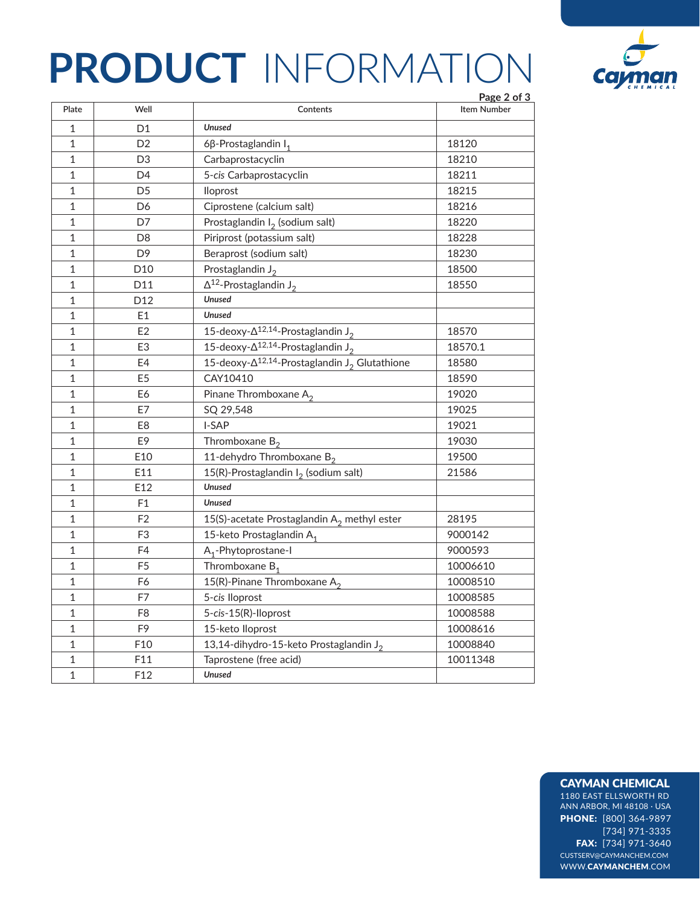# PRODUCT INFORMATION

| Plate | Well | Contents | Item Number |
|---|---|---|---|
| 1 | D1 | ***Unused*** | |
| 1 | D2 | 6β-Prostaglandin $I_1$ | 18120 |
| 1 | D3 | Carbaprostacyclin | 18210 |
| 1 | D4 | 5-*cis* Carbaprostacyclin | 18211 |
| 1 | D5 | Iloprost | 18215 |
| 1 | D6 | Ciprostene (calcium salt) | 18216 |
| 1 | D7 | Prostaglandin $I_2$ (sodium salt) | 18220 |
| 1 | D8 | Piriprost (potassium salt) | 18228 |
| 1 | D9 | Beraprost (sodium salt) | 18230 |
| 1 | D10 | Prostaglandin $J_2$ | 18500 |
| 1 | D11 | $\Delta^{12}$-Prostaglandin $J_2$ | 18550 |
| 1 | D12 | ***Unused*** | |
| 1 | E1 | ***Unused*** | |
| 1 | E2 | 15-deoxy-$\Delta^{12,14}$-Prostaglandin $J_2$ | 18570 |
| 1 | E3 | 15-deoxy-$\Delta^{12,14}$-Prostaglandin $J_2$ | 18570.1 |
| 1 | E4 | 15-deoxy-$\Delta^{12,14}$-Prostaglandin $J_2$ Glutathione | 18580 |
| 1 | E5 | CAY10410 | 18590 |
| 1 | E6 | Pinane Thromboxane $A_2$ | 19020 |
| 1 | E7 | SQ 29,548 | 19025 |
| 1 | E8 | I-SAP | 19021 |
| 1 | E9 | Thromboxane $B_2$ | 19030 |
| 1 | E10 | 11-dehydro Thromboxane $B_2$ | 19500 |
| 1 | E11 | 15(R)-Prostaglandin $I_2$ (sodium salt) | 21586 |
| 1 | E12 | ***Unused*** | |
| 1 | F1 | ***Unused*** | |
| 1 | F2 | 15(S)-acetate Prostaglandin $A_2$ methyl ester | 28195 |
| 1 | F3 | 15-keto Prostaglandin $A_1$ | 9000142 |
| 1 | F4 | $A_1$-Phytoprostane-I | 9000593 |
| 1 | F5 | Thromboxane $B_1$ | 10006610 |
| 1 | F6 | 15(R)-Pinane Thromboxane $A_2$ | 10008510 |
| 1 | F7 | 5-*cis* Iloprost | 10008585 |
| 1 | F8 | 5-*cis*-15(R)-Iloprost | 10008588 |
| 1 | F9 | 15-keto Iloprost | 10008616 |
| 1 | F10 | 13,14-dihydro-15-keto Prostaglandin $J_2$ | 10008840 |
| 1 | F11 | Taprostene (free acid) | 10011348 |
| 1 | F12 | ***Unused*** | |

**CAYMAN CHEMICAL**
1180 EAST ELLSWORTH RD
ANN ARBOR, MI 48108 · USA
**PHONE:** [800] 364-9897
[734] 971-3335
**FAX:** [734] 971-3640
CUSTSERV@CAYMANCHEM.COM
WWW.**CAYMANCHEM**.COM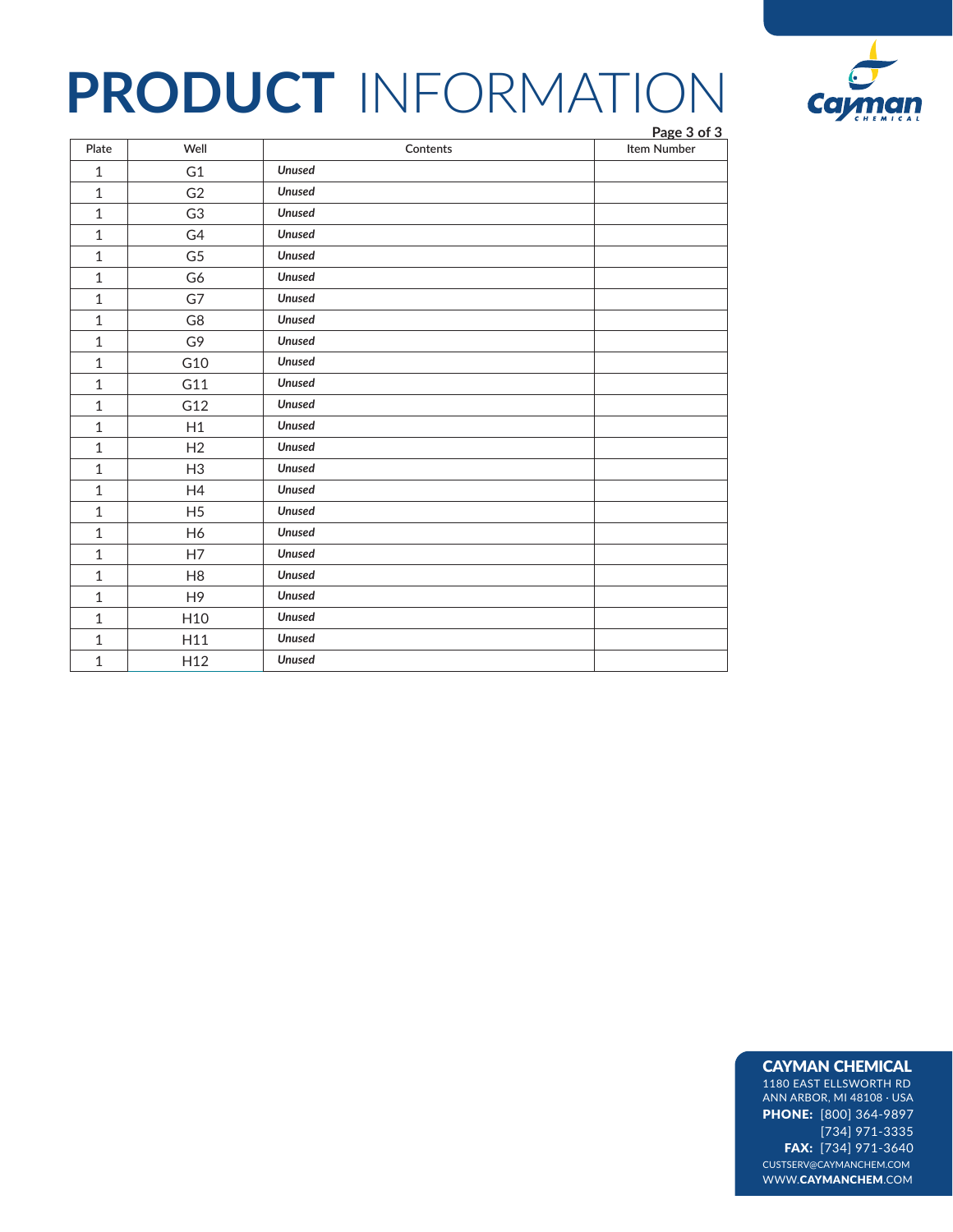# PRODUCT INFORMATION

| Plate | Well | Contents | Item Number |
|---|---|---|---|
| 1 | G1 | ***Unused*** | |
| 1 | G2 | ***Unused*** | |
| 1 | G3 | ***Unused*** | |
| 1 | G4 | ***Unused*** | |
| 1 | G5 | ***Unused*** | |
| 1 | G6 | ***Unused*** | |
| 1 | G7 | ***Unused*** | |
| 1 | G8 | ***Unused*** | |
| 1 | G9 | ***Unused*** | |
| 1 | G10 | ***Unused*** | |
| 1 | G11 | ***Unused*** | |
| 1 | G12 | ***Unused*** | |
| 1 | H1 | ***Unused*** | |
| 1 | H2 | ***Unused*** | |
| 1 | H3 | ***Unused*** | |
| 1 | H4 | ***Unused*** | |
| 1 | H5 | ***Unused*** | |
| 1 | H6 | ***Unused*** | |
| 1 | H7 | ***Unused*** | |
| 1 | H8 | ***Unused*** | |
| 1 | H9 | ***Unused*** | |
| 1 | H10 | ***Unused*** | |
| 1 | H11 | ***Unused*** | |
| 1 | H12 | ***Unused*** | |

**CAYMAN CHEMICAL**
1180 EAST ELLSWORTH RD
ANN ARBOR, MI 48108 · USA
**PHONE:** [800] 364-9897
[734] 971-3335
**FAX:** [734] 971-3640
CUSTSERV@CAYMANCHEM.COM
WWW.**CAYMANCHEM**.COM